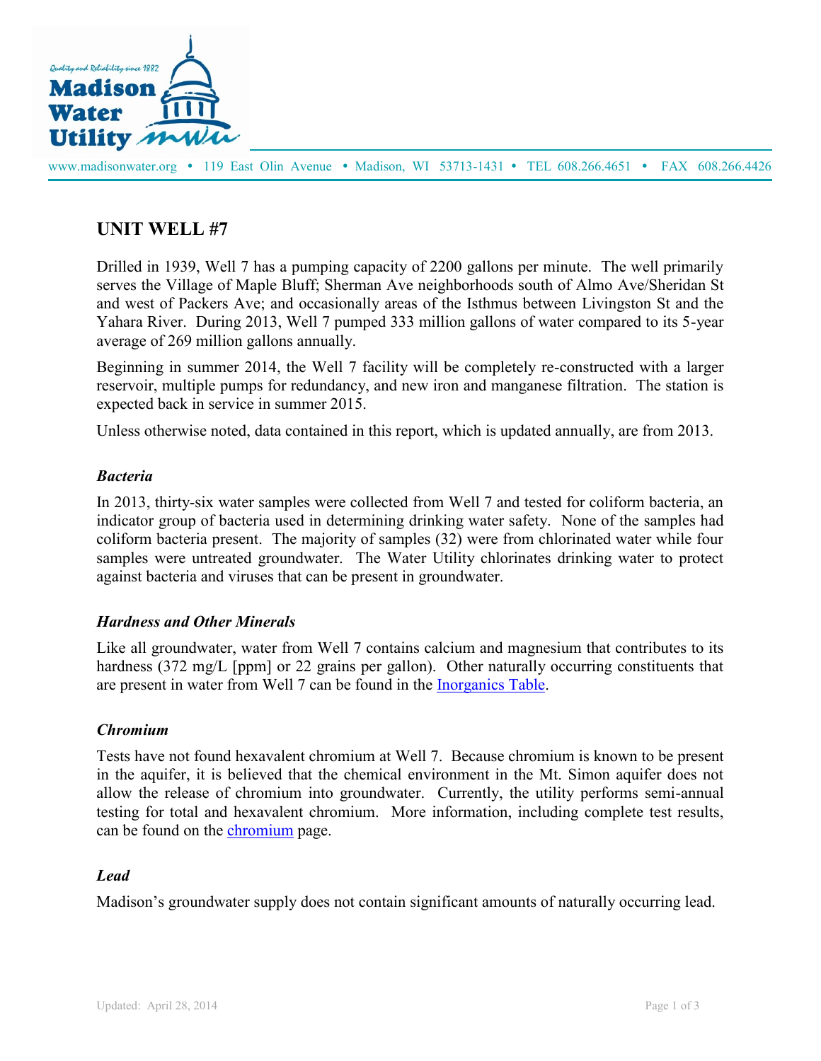Quality and Reliability since 1882

**Madison Water Utility**

www.madisonwater.org • 119 East Olin Avenue • Madison, WI 53713-1431 • TEL 608.266.4651 • FAX 608.266.4426

# UNIT WELL #7

Drilled in 1939, Well 7 has a pumping capacity of 2200 gallons per minute. The well primarily serves the Village of Maple Bluff; Sherman Ave neighborhoods south of Almo Ave/Sheridan St and west of Packers Ave; and occasionally areas of the Isthmus between Livingston St and the Yahara River. During 2013, Well 7 pumped 333 million gallons of water compared to its 5-year average of 269 million gallons annually.

Beginning in summer 2014, the Well 7 facility will be completely re-constructed with a larger reservoir, multiple pumps for redundancy, and new iron and manganese filtration. The station is expected back in service in summer 2015.

Unless otherwise noted, data contained in this report, which is updated annually, are from 2013.

### *Bacteria*

In 2013, thirty-six water samples were collected from Well 7 and tested for coliform bacteria, an indicator group of bacteria used in determining drinking water safety. None of the samples had coliform bacteria present. The majority of samples (32) were from chlorinated water while four samples were untreated groundwater. The Water Utility chlorinates drinking water to protect against bacteria and viruses that can be present in groundwater.

### *Hardness and Other Minerals*

Like all groundwater, water from Well 7 contains calcium and magnesium that contributes to its hardness (372 mg/L [ppm] or 22 grains per gallon). Other naturally occurring constituents that are present in water from Well 7 can be found in the Inorganics Table.

### *Chromium*

Tests have not found hexavalent chromium at Well 7. Because chromium is known to be present in the aquifer, it is believed that the chemical environment in the Mt. Simon aquifer does not allow the release of chromium into groundwater. Currently, the utility performs semi-annual testing for total and hexavalent chromium. More information, including complete test results, can be found on the chromium page.

### *Lead*

Madison's groundwater supply does not contain significant amounts of naturally occurring lead.

Updated: April 28, 2014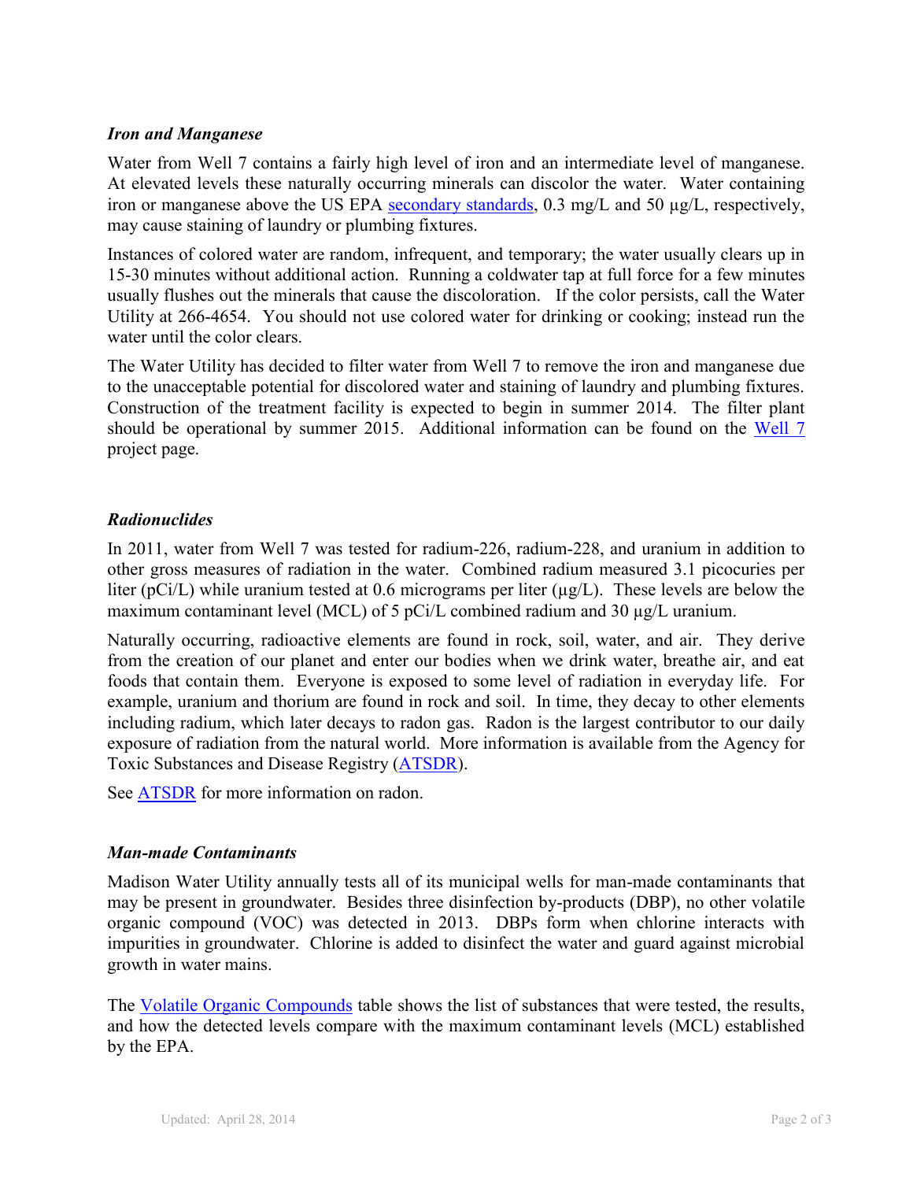### *Iron and Manganese*

Water from Well 7 contains a fairly high level of iron and an intermediate level of manganese. At elevated levels these naturally occurring minerals can discolor the water. Water containing iron or manganese above the US EPA [secondary standards](), 0.3 mg/L and 50 µg/L, respectively, may cause staining of laundry or plumbing fixtures.

Instances of colored water are random, infrequent, and temporary; the water usually clears up in 15-30 minutes without additional action. Running a coldwater tap at full force for a few minutes usually flushes out the minerals that cause the discoloration. If the color persists, call the Water Utility at 266-4654. You should not use colored water for drinking or cooking; instead run the water until the color clears.

The Water Utility has decided to filter water from Well 7 to remove the iron and manganese due to the unacceptable potential for discolored water and staining of laundry and plumbing fixtures. Construction of the treatment facility is expected to begin in summer 2014. The filter plant should be operational by summer 2015. Additional information can be found on the [Well 7]() project page.

### *Radionuclides*

In 2011, water from Well 7 was tested for radium-226, radium-228, and uranium in addition to other gross measures of radiation in the water. Combined radium measured 3.1 picocuries per liter (pCi/L) while uranium tested at 0.6 micrograms per liter (µg/L). These levels are below the maximum contaminant level (MCL) of 5 pCi/L combined radium and 30 µg/L uranium.

Naturally occurring, radioactive elements are found in rock, soil, water, and air. They derive from the creation of our planet and enter our bodies when we drink water, breathe air, and eat foods that contain them. Everyone is exposed to some level of radiation in everyday life. For example, uranium and thorium are found in rock and soil. In time, they decay to other elements including radium, which later decays to radon gas. Radon is the largest contributor to our daily exposure of radiation from the natural world. More information is available from the Agency for Toxic Substances and Disease Registry ([ATSDR]()).

See [ATSDR]() for more information on radon.

### *Man-made Contaminants*

Madison Water Utility annually tests all of its municipal wells for man-made contaminants that may be present in groundwater. Besides three disinfection by-products (DBP), no other volatile organic compound (VOC) was detected in 2013. DBPs form when chlorine interacts with impurities in groundwater. Chlorine is added to disinfect the water and guard against microbial growth in water mains.

The [Volatile Organic Compounds]() table shows the list of substances that were tested, the results, and how the detected levels compare with the maximum contaminant levels (MCL) established by the EPA.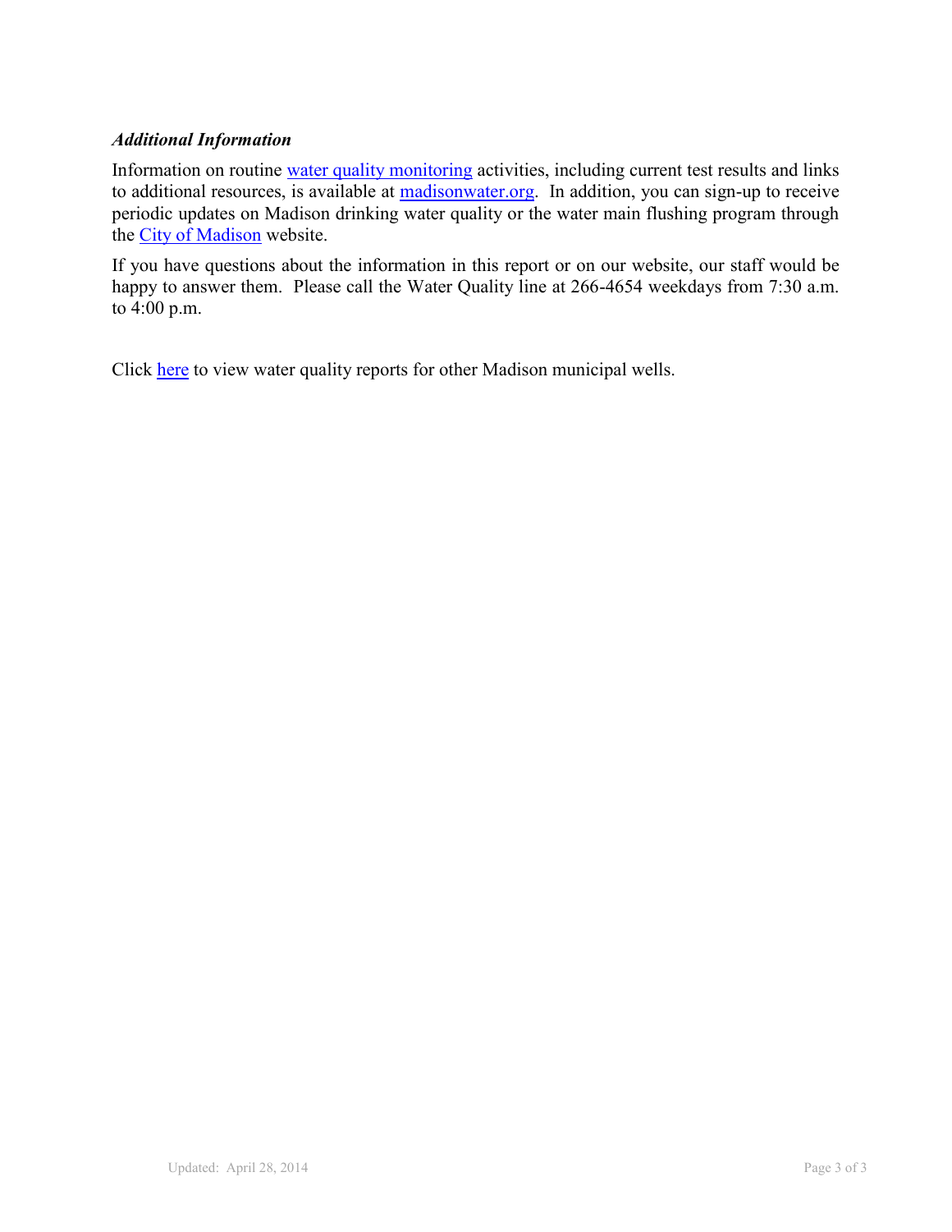### *Additional Information*

Information on routine water quality monitoring activities, including current test results and links to additional resources, is available at madisonwater.org. In addition, you can sign-up to receive periodic updates on Madison drinking water quality or the water main flushing program through the City of Madison website.

If you have questions about the information in this report or on our website, our staff would be happy to answer them. Please call the Water Quality line at 266-4654 weekdays from 7:30 a.m. to 4:00 p.m.

Click here to view water quality reports for other Madison municipal wells.

Updated: April 28, 2014